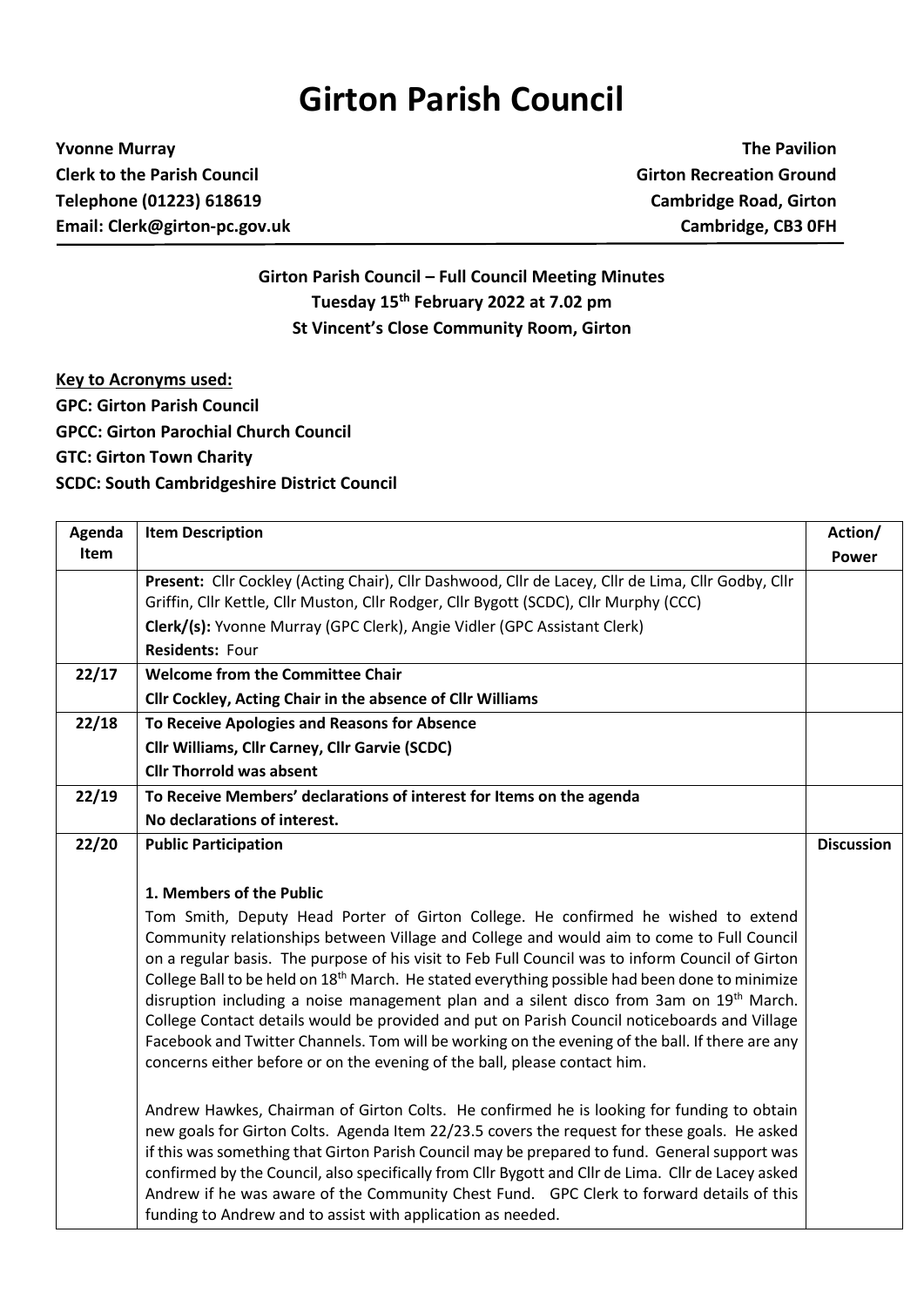# Girton Parish Council

**Yvonne Murray**
**Clerk to the Parish Council**
**Telephone (01223) 618619**
**Email: Clerk@girton-pc.gov.uk**

**The Pavilion**
**Girton Recreation Ground**
**Cambridge Road, Girton**
**Cambridge, CB3 0FH**

**Girton Parish Council – Full Council Meeting Minutes**
**Tuesday 15th February 2022 at 7.02 pm**
**St Vincent's Close Community Room, Girton**

**Key to Acronyms used:**
**GPC: Girton Parish Council**
**GPCC: Girton Parochial Church Council**
**GTC: Girton Town Charity**
**SCDC: South Cambridgeshire District Council**

| Agenda Item | Item Description | Action/ Power |
|---|---|---|
| | **Present:** Cllr Cockley (Acting Chair), Cllr Dashwood, Cllr de Lacey, Cllr de Lima, Cllr Godby, Cllr Griffin, Cllr Kettle, Cllr Muston, Cllr Rodger, Cllr Bygott (SCDC), Cllr Murphy (CCC)<br>**Clerk/(s):** Yvonne Murray (GPC Clerk), Angie Vidler (GPC Assistant Clerk)<br>**Residents:** Four | |
| **22/17** | **Welcome from the Committee Chair**<br>**Cllr Cockley, Acting Chair in the absence of Cllr Williams** | |
| **22/18** | **To Receive Apologies and Reasons for Absence**<br>**Cllr Williams, Cllr Carney, Cllr Garvie (SCDC)**<br>**Cllr Thorrold was absent** | |
| **22/19** | **To Receive Members' declarations of interest for Items on the agenda**<br>**No declarations of interest.** | |
| **22/20** | **Public Participation**<br><br>**1. Members of the Public**<br>Tom Smith, Deputy Head Porter of Girton College. He confirmed he wished to extend Community relationships between Village and College and would aim to come to Full Council on a regular basis. The purpose of his visit to Feb Full Council was to inform Council of Girton College Ball to be held on 18th March. He stated everything possible had been done to minimize disruption including a noise management plan and a silent disco from 3am on 19th March. College Contact details would be provided and put on Parish Council noticeboards and Village Facebook and Twitter Channels. Tom will be working on the evening of the ball. If there are any concerns either before or on the evening of the ball, please contact him.<br><br>Andrew Hawkes, Chairman of Girton Colts. He confirmed he is looking for funding to obtain new goals for Girton Colts. Agenda Item 22/23.5 covers the request for these goals. He asked if this was something that Girton Parish Council may be prepared to fund. General support was confirmed by the Council, also specifically from Cllr Bygott and Cllr de Lima. Cllr de Lacey asked Andrew if he was aware of the Community Chest Fund. GPC Clerk to forward details of this funding to Andrew and to assist with application as needed. | **Discussion** |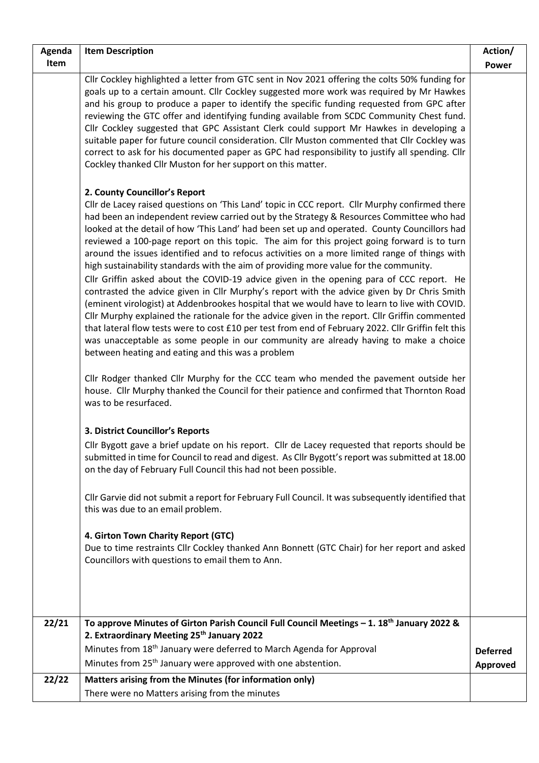| Agenda Item | Item Description | Action/ Power |
|---|---|---|
| | Cllr Cockley highlighted a letter from GTC sent in Nov 2021 offering the colts 50% funding for goals up to a certain amount. Cllr Cockley suggested more work was required by Mr Hawkes and his group to produce a paper to identify the specific funding requested from GPC after reviewing the GTC offer and identifying funding available from SCDC Community Chest fund. Cllr Cockley suggested that GPC Assistant Clerk could support Mr Hawkes in developing a suitable paper for future council consideration. Cllr Muston commented that Cllr Cockley was correct to ask for his documented paper as GPC had responsibility to justify all spending. Cllr Cockley thanked Cllr Muston for her support on this matter.<br><br>**2. County Councillor's Report**<br>Cllr de Lacey raised questions on 'This Land' topic in CCC report. Cllr Murphy confirmed there had been an independent review carried out by the Strategy & Resources Committee who had looked at the detail of how 'This Land' had been set up and operated. County Councillors had reviewed a 100-page report on this topic. The aim for this project going forward is to turn around the issues identified and to refocus activities on a more limited range of things with high sustainability standards with the aim of providing more value for the community.<br>Cllr Griffin asked about the COVID-19 advice given in the opening para of CCC report. He contrasted the advice given in Cllr Murphy's report with the advice given by Dr Chris Smith (eminent virologist) at Addenbrookes hospital that we would have to learn to live with COVID. Cllr Murphy explained the rationale for the advice given in the report. Cllr Griffin commented that lateral flow tests were to cost £10 per test from end of February 2022. Cllr Griffin felt this was unacceptable as some people in our community are already having to make a choice between heating and eating and this was a problem<br><br>Cllr Rodger thanked Cllr Murphy for the CCC team who mended the pavement outside her house. Cllr Murphy thanked the Council for their patience and confirmed that Thornton Road was to be resurfaced.<br><br>**3. District Councillor's Reports**<br>Cllr Bygott gave a brief update on his report. Cllr de Lacey requested that reports should be submitted in time for Council to read and digest. As Cllr Bygott's report was submitted at 18.00 on the day of February Full Council this had not been possible.<br><br>Cllr Garvie did not submit a report for February Full Council. It was subsequently identified that this was due to an email problem.<br><br>**4. Girton Town Charity Report (GTC)**<br>Due to time restraints Cllr Cockley thanked Ann Bonnett (GTC Chair) for her report and asked Councillors with questions to email them to Ann. | |
| 22/21 | **To approve Minutes of Girton Parish Council Full Council Meetings – 1. 18th January 2022 & 2. Extraordinary Meeting 25th January 2022**<br>Minutes from 18th January were deferred to March Agenda for Approval<br>Minutes from 25th January were approved with one abstention. | **Deferred**<br>**Approved** |
| 22/22 | **Matters arising from the Minutes (for information only)**<br>There were no Matters arising from the minutes | |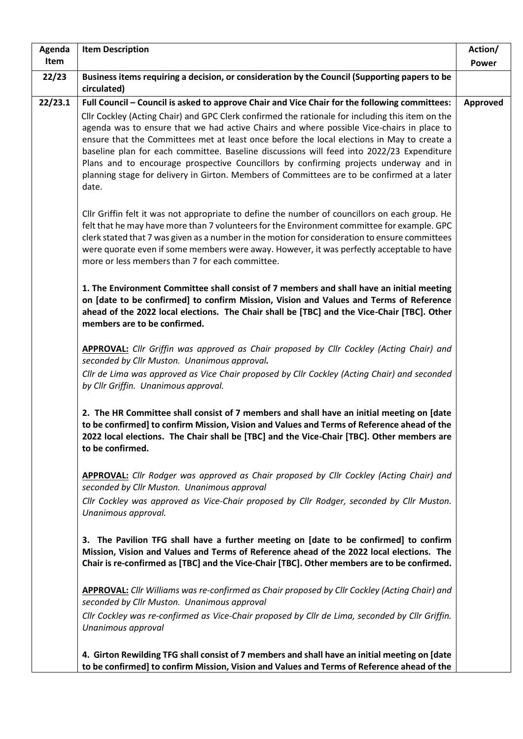| Agenda Item | Item Description | Action/ Power |
|---|---|---|
| **22/23** | **Business items requiring a decision, or consideration by the Council (Supporting papers to be circulated)** | |
| **22/23.1** | **Full Council – Council is asked to approve Chair and Vice Chair for the following committees:**<br>Cllr Cockley (Acting Chair) and GPC Clerk confirmed the rationale for including this item on the agenda was to ensure that we had active Chairs and where possible Vice-chairs in place to ensure that the Committees met at least once before the local elections in May to create a baseline plan for each committee. Baseline discussions will feed into 2022/23 Expenditure Plans and to encourage prospective Councillors by confirming projects underway and in planning stage for delivery in Girton. Members of Committees are to be confirmed at a later date.<br><br>Cllr Griffin felt it was not appropriate to define the number of councillors on each group. He felt that he may have more than 7 volunteers for the Environment committee for example. GPC clerk stated that 7 was given as a number in the motion for consideration to ensure committees were quorate even if some members were away. However, it was perfectly acceptable to have more or less members than 7 for each committee.<br><br>**1. The Environment Committee shall consist of 7 members and shall have an initial meeting on [date to be confirmed] to confirm Mission, Vision and Values and Terms of Reference ahead of the 2022 local elections. The Chair shall be [TBC] and the Vice-Chair [TBC]. Other members are to be confirmed.**<br><br>**<u>APPROVAL:</u>** *Cllr Griffin was approved as Chair proposed by Cllr Cockley (Acting Chair) and seconded by Cllr Muston. Unanimous approval.*<br>*Cllr de Lima was approved as Vice Chair proposed by Cllr Cockley (Acting Chair) and seconded by Cllr Griffin. Unanimous approval.*<br><br>**2. The HR Committee shall consist of 7 members and shall have an initial meeting on [date to be confirmed] to confirm Mission, Vision and Values and Terms of Reference ahead of the 2022 local elections. The Chair shall be [TBC] and the Vice-Chair [TBC]. Other members are to be confirmed.**<br><br>**<u>APPROVAL:</u>** *Cllr Rodger was approved as Chair proposed by Cllr Cockley (Acting Chair) and seconded by Cllr Muston. Unanimous approval*<br>*Cllr Cockley was approved as Vice-Chair proposed by Cllr Rodger, seconded by Cllr Muston. Unanimous approval.*<br><br>**3. The Pavilion TFG shall have a further meeting on [date to be confirmed] to confirm Mission, Vision and Values and Terms of Reference ahead of the 2022 local elections. The Chair is re-confirmed as [TBC] and the Vice-Chair [TBC]. Other members are to be confirmed.**<br><br>**<u>APPROVAL:</u>** *Cllr Williams was re-confirmed as Chair proposed by Cllr Cockley (Acting Chair) and seconded by Cllr Muston. Unanimous approval*<br>*Cllr Cockley was re-confirmed as Vice-Chair proposed by Cllr de Lima, seconded by Cllr Griffin. Unanimous approval*<br><br>**4. Girton Rewilding TFG shall consist of 7 members and shall have an initial meeting on [date to be confirmed] to confirm Mission, Vision and Values and Terms of Reference ahead of the** | **Approved** |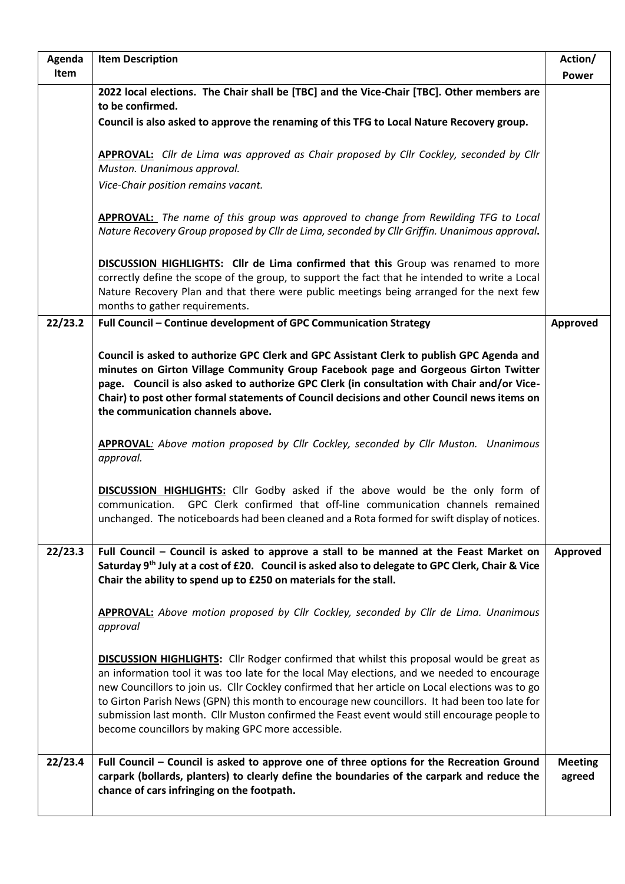| Agenda Item | Item Description | Action/ Power |
|---|---|---|
| | **2022 local elections. The Chair shall be [TBC] and the Vice-Chair [TBC]. Other members are to be confirmed.**<br>**Council is also asked to approve the renaming of this TFG to Local Nature Recovery group.**<br><br>**APPROVAL:** *Cllr de Lima was approved as Chair proposed by Cllr Cockley, seconded by Cllr Muston. Unanimous approval.*<br>*Vice-Chair position remains vacant.*<br><br>**APPROVAL:** *The name of this group was approved to change from Rewilding TFG to Local Nature Recovery Group proposed by Cllr de Lima, seconded by Cllr Griffin. Unanimous approval*.<br><br>**DISCUSSION HIGHLIGHTS: Cllr de Lima confirmed that this** Group was renamed to more correctly define the scope of the group, to support the fact that he intended to write a Local Nature Recovery Plan and that there were public meetings being arranged for the next few months to gather requirements. | |
| **22/23.2** | **Full Council – Continue development of GPC Communication Strategy**<br><br>**Council is asked to authorize GPC Clerk and GPC Assistant Clerk to publish GPC Agenda and minutes on Girton Village Community Group Facebook page and Gorgeous Girton Twitter page. Council is also asked to authorize GPC Clerk (in consultation with Chair and/or Vice-Chair) to post other formal statements of Council decisions and other Council news items on the communication channels above.**<br><br>**APPROVAL***: Above motion proposed by Cllr Cockley, seconded by Cllr Muston. Unanimous approval.*<br><br>**DISCUSSION HIGHLIGHTS:** Cllr Godby asked if the above would be the only form of communication. GPC Clerk confirmed that off-line communication channels remained unchanged. The noticeboards had been cleaned and a Rota formed for swift display of notices. | **Approved** |
| **22/23.3** | **Full Council – Council is asked to approve a stall to be manned at the Feast Market on Saturday 9th July at a cost of £20. Council is asked also to delegate to GPC Clerk, Chair & Vice Chair the ability to spend up to £250 on materials for the stall.**<br><br>**APPROVAL:** *Above motion proposed by Cllr Cockley, seconded by Cllr de Lima. Unanimous approval*<br><br>**DISCUSSION HIGHLIGHTS**: Cllr Rodger confirmed that whilst this proposal would be great as an information tool it was too late for the local May elections, and we needed to encourage new Councillors to join us. Cllr Cockley confirmed that her article on Local elections was to go to Girton Parish News (GPN) this month to encourage new councillors. It had been too late for submission last month. Cllr Muston confirmed the Feast event would still encourage people to become councillors by making GPC more accessible. | **Approved** |
| **22/23.4** | **Full Council – Council is asked to approve one of three options for the Recreation Ground carpark (bollards, planters) to clearly define the boundaries of the carpark and reduce the chance of cars infringing on the footpath.** | **Meeting agreed** |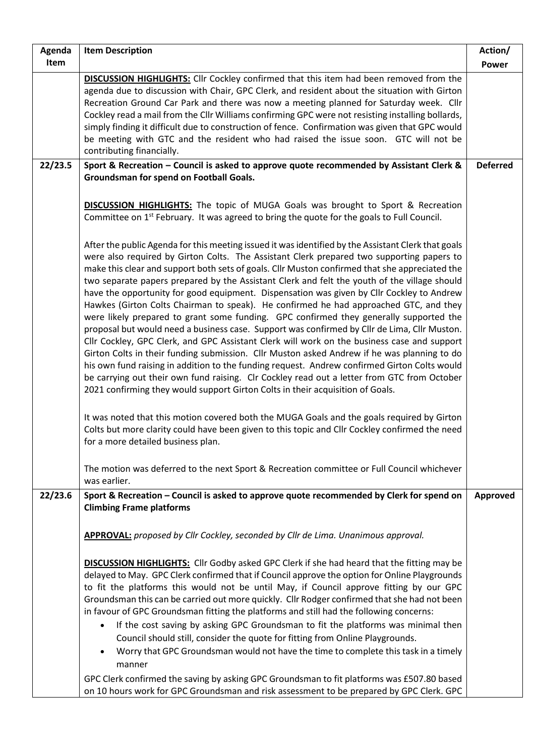| Agenda Item | Item Description | Action/ Power |
|---|---|---|
| | **DISCUSSION HIGHLIGHTS:** Cllr Cockley confirmed that this item had been removed from the agenda due to discussion with Chair, GPC Clerk, and resident about the situation with Girton Recreation Ground Car Park and there was now a meeting planned for Saturday week. Cllr Cockley read a mail from the Cllr Williams confirming GPC were not resisting installing bollards, simply finding it difficult due to construction of fence. Confirmation was given that GPC would be meeting with GTC and the resident who had raised the issue soon. GTC will not be contributing financially. | |
| **22/23.5** | **Sport & Recreation – Council is asked to approve quote recommended by Assistant Clerk & Groundsman for spend on Football Goals.**<br><br>**DISCUSSION HIGHLIGHTS:** The topic of MUGA Goals was brought to Sport & Recreation Committee on 1st February. It was agreed to bring the quote for the goals to Full Council.<br><br>After the public Agenda for this meeting issued it was identified by the Assistant Clerk that goals were also required by Girton Colts. The Assistant Clerk prepared two supporting papers to make this clear and support both sets of goals. Cllr Muston confirmed that she appreciated the two separate papers prepared by the Assistant Clerk and felt the youth of the village should have the opportunity for good equipment. Dispensation was given by Cllr Cockley to Andrew Hawkes (Girton Colts Chairman to speak). He confirmed he had approached GTC, and they were likely prepared to grant some funding. GPC confirmed they generally supported the proposal but would need a business case. Support was confirmed by Cllr de Lima, Cllr Muston. Cllr Cockley, GPC Clerk, and GPC Assistant Clerk will work on the business case and support Girton Colts in their funding submission. Cllr Muston asked Andrew if he was planning to do his own fund raising in addition to the funding request. Andrew confirmed Girton Colts would be carrying out their own fund raising. Clr Cockley read out a letter from GTC from October 2021 confirming they would support Girton Colts in their acquisition of Goals.<br><br>It was noted that this motion covered both the MUGA Goals and the goals required by Girton Colts but more clarity could have been given to this topic and Cllr Cockley confirmed the need for a more detailed business plan.<br><br>The motion was deferred to the next Sport & Recreation committee or Full Council whichever was earlier. | **Deferred** |
| **22/23.6** | **Sport & Recreation – Council is asked to approve quote recommended by Clerk for spend on Climbing Frame platforms**<br><br>**APPROVAL:** *proposed by Cllr Cockley, seconded by Cllr de Lima. Unanimous approval.*<br><br>**DISCUSSION HIGHLIGHTS:** Cllr Godby asked GPC Clerk if she had heard that the fitting may be delayed to May. GPC Clerk confirmed that if Council approve the option for Online Playgrounds to fit the platforms this would not be until May, if Council approve fitting by our GPC Groundsman this can be carried out more quickly. Cllr Rodger confirmed that she had not been in favour of GPC Groundsman fitting the platforms and still had the following concerns:<br>• If the cost saving by asking GPC Groundsman to fit the platforms was minimal then Council should still, consider the quote for fitting from Online Playgrounds.<br>• Worry that GPC Groundsman would not have the time to complete this task in a timely manner<br><br>GPC Clerk confirmed the saving by asking GPC Groundsman to fit platforms was £507.80 based on 10 hours work for GPC Groundsman and risk assessment to be prepared by GPC Clerk. GPC | **Approved** |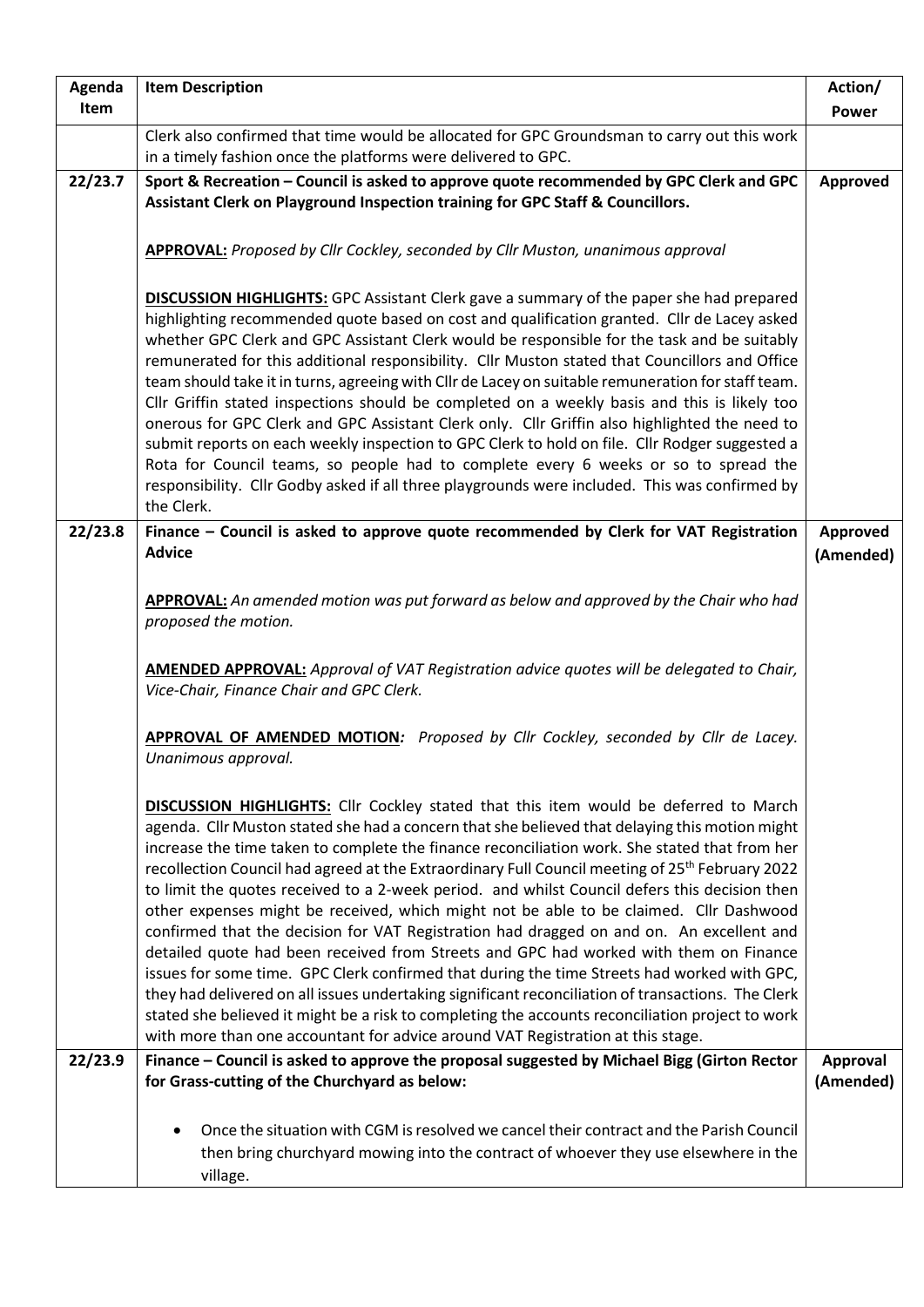| Agenda Item | Item Description | Action/ Power |
|---|---|---|
| | Clerk also confirmed that time would be allocated for GPC Groundsman to carry out this work in a timely fashion once the platforms were delivered to GPC. | |
| 22/23.7 | **Sport & Recreation – Council is asked to approve quote recommended by GPC Clerk and GPC Assistant Clerk on Playground Inspection training for GPC Staff & Councillors.**<br><br>**APPROVAL:** *Proposed by Cllr Cockley, seconded by Cllr Muston, unanimous approval*<br><br>**DISCUSSION HIGHLIGHTS:** GPC Assistant Clerk gave a summary of the paper she had prepared highlighting recommended quote based on cost and qualification granted. Cllr de Lacey asked whether GPC Clerk and GPC Assistant Clerk would be responsible for the task and be suitably remunerated for this additional responsibility. Cllr Muston stated that Councillors and Office team should take it in turns, agreeing with Cllr de Lacey on suitable remuneration for staff team. Cllr Griffin stated inspections should be completed on a weekly basis and this is likely too onerous for GPC Clerk and GPC Assistant Clerk only. Cllr Griffin also highlighted the need to submit reports on each weekly inspection to GPC Clerk to hold on file. Cllr Rodger suggested a Rota for Council teams, so people had to complete every 6 weeks or so to spread the responsibility. Cllr Godby asked if all three playgrounds were included. This was confirmed by the Clerk. | **Approved** |
| 22/23.8 | **Finance – Council is asked to approve quote recommended by Clerk for VAT Registration Advice**<br><br>**APPROVAL:** *An amended motion was put forward as below and approved by the Chair who had proposed the motion.*<br><br>**AMENDED APPROVAL:** *Approval of VAT Registration advice quotes will be delegated to Chair, Vice-Chair, Finance Chair and GPC Clerk.*<br><br>**APPROVAL OF AMENDED MOTION***: Proposed by Cllr Cockley, seconded by Cllr de Lacey. Unanimous approval.*<br><br>**DISCUSSION HIGHLIGHTS:** Cllr Cockley stated that this item would be deferred to March agenda. Cllr Muston stated she had a concern that she believed that delaying this motion might increase the time taken to complete the finance reconciliation work. She stated that from her recollection Council had agreed at the Extraordinary Full Council meeting of 25th February 2022 to limit the quotes received to a 2-week period. and whilst Council defers this decision then other expenses might be received, which might not be able to be claimed. Cllr Dashwood confirmed that the decision for VAT Registration had dragged on and on. An excellent and detailed quote had been received from Streets and GPC had worked with them on Finance issues for some time. GPC Clerk confirmed that during the time Streets had worked with GPC, they had delivered on all issues undertaking significant reconciliation of transactions. The Clerk stated she believed it might be a risk to completing the accounts reconciliation project to work with more than one accountant for advice around VAT Registration at this stage. | **Approved (Amended)** |
| 22/23.9 | **Finance – Council is asked to approve the proposal suggested by Michael Bigg (Girton Rector for Grass-cutting of the Churchyard as below:**<br><br>• Once the situation with CGM is resolved we cancel their contract and the Parish Council then bring churchyard mowing into the contract of whoever they use elsewhere in the village. | **Approval (Amended)** |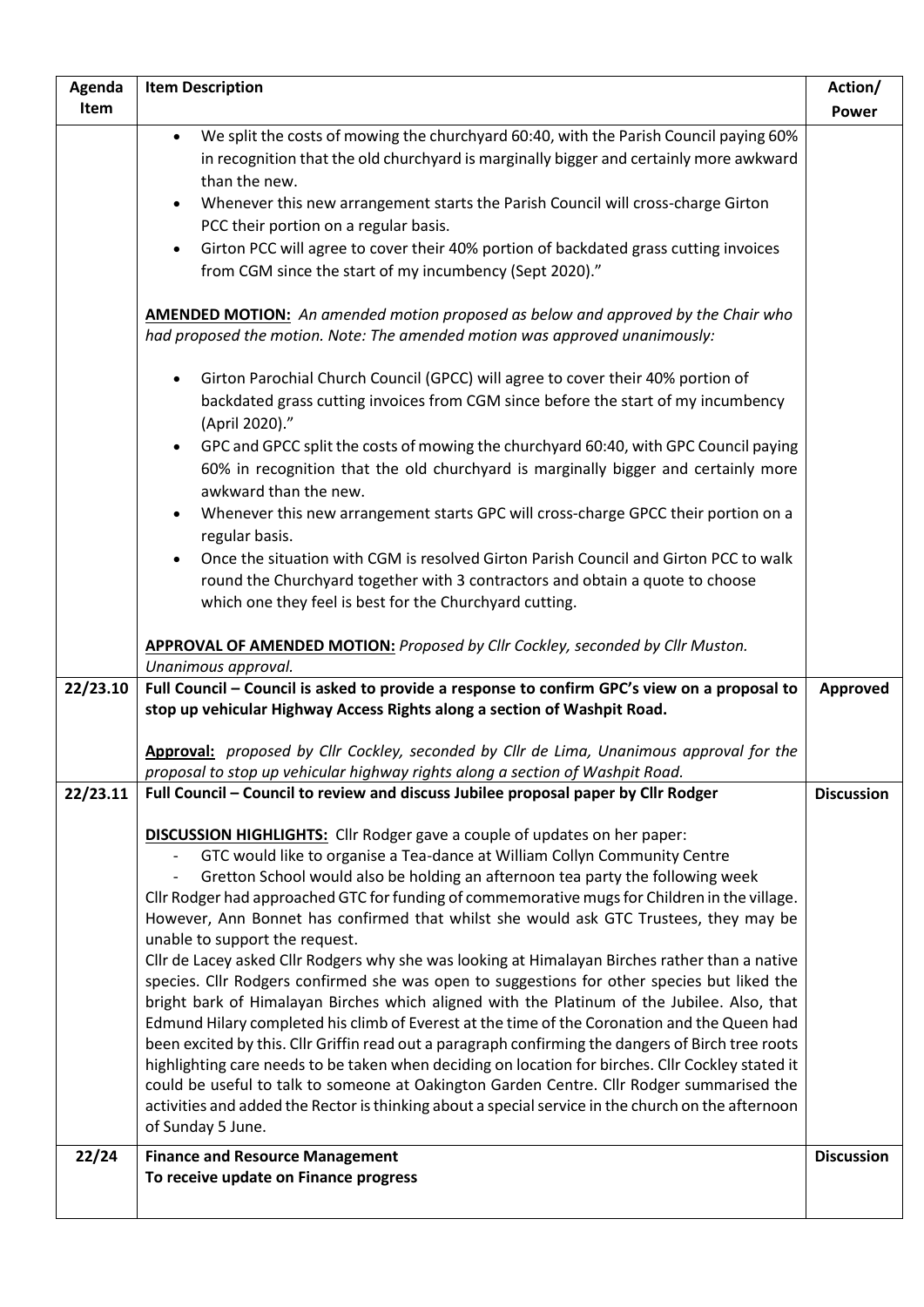| Agenda Item | Item Description | Action/ Power |
|---|---|---|
| | • We split the costs of mowing the churchyard 60:40, with the Parish Council paying 60% in recognition that the old churchyard is marginally bigger and certainly more awkward than the new.<br>• Whenever this new arrangement starts the Parish Council will cross-charge Girton PCC their portion on a regular basis.<br>• Girton PCC will agree to cover their 40% portion of backdated grass cutting invoices from CGM since the start of my incumbency (Sept 2020)."<br><br>**AMENDED MOTION:** *An amended motion proposed as below and approved by the Chair who had proposed the motion. Note: The amended motion was approved unanimously:*<br><br>• Girton Parochial Church Council (GPCC) will agree to cover their 40% portion of backdated grass cutting invoices from CGM since before the start of my incumbency (April 2020)."<br>• GPC and GPCC split the costs of mowing the churchyard 60:40, with GPC Council paying 60% in recognition that the old churchyard is marginally bigger and certainly more awkward than the new.<br>• Whenever this new arrangement starts GPC will cross-charge GPCC their portion on a regular basis.<br>• Once the situation with CGM is resolved Girton Parish Council and Girton PCC to walk round the Churchyard together with 3 contractors and obtain a quote to choose which one they feel is best for the Churchyard cutting.<br><br>**APPROVAL OF AMENDED MOTION:** *Proposed by Cllr Cockley, seconded by Cllr Muston. Unanimous approval.* | |
| **22/23.10** | **Full Council – Council is asked to provide a response to confirm GPC's view on a proposal to stop up vehicular Highway Access Rights along a section of Washpit Road.**<br><br>**Approval:** *proposed by Cllr Cockley, seconded by Cllr de Lima, Unanimous approval for the proposal to stop up vehicular highway rights along a section of Washpit Road.* | **Approved** |
| **22/23.11** | **Full Council – Council to review and discuss Jubilee proposal paper by Cllr Rodger**<br><br>**DISCUSSION HIGHLIGHTS:** Cllr Rodger gave a couple of updates on her paper:<br>- GTC would like to organise a Tea-dance at William Collyn Community Centre<br>- Gretton School would also be holding an afternoon tea party the following week<br>Cllr Rodger had approached GTC for funding of commemorative mugs for Children in the village. However, Ann Bonnet has confirmed that whilst she would ask GTC Trustees, they may be unable to support the request.<br>Cllr de Lacey asked Cllr Rodgers why she was looking at Himalayan Birches rather than a native species. Cllr Rodgers confirmed she was open to suggestions for other species but liked the bright bark of Himalayan Birches which aligned with the Platinum of the Jubilee. Also, that Edmund Hilary completed his climb of Everest at the time of the Coronation and the Queen had been excited by this. Cllr Griffin read out a paragraph confirming the dangers of Birch tree roots highlighting care needs to be taken when deciding on location for birches. Cllr Cockley stated it could be useful to talk to someone at Oakington Garden Centre. Cllr Rodger summarised the activities and added the Rector is thinking about a special service in the church on the afternoon of Sunday 5 June. | **Discussion** |
| **22/24** | **Finance and Resource Management**<br>**To receive update on Finance progress** | **Discussion** |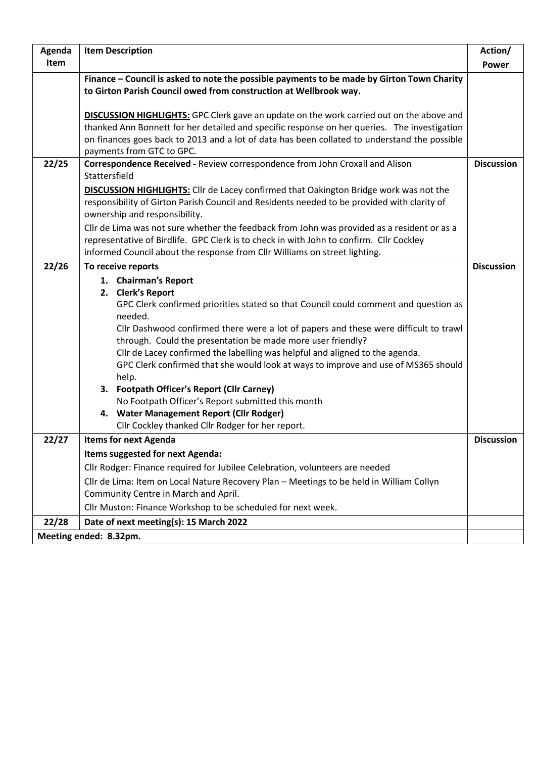| Agenda Item | Item Description | Action/ Power |
|---|---|---|
| | **Finance – Council is asked to note the possible payments to be made by Girton Town Charity to Girton Parish Council owed from construction at Wellbrook way.**<br><br>**DISCUSSION HIGHLIGHTS:** GPC Clerk gave an update on the work carried out on the above and thanked Ann Bonnett for her detailed and specific response on her queries. The investigation on finances goes back to 2013 and a lot of data has been collated to understand the possible payments from GTC to GPC. | |
| **22/25** | **Correspondence Received -** Review correspondence from John Croxall and Alison Stattersfield<br><br>**DISCUSSION HIGHLIGHTS:** Cllr de Lacey confirmed that Oakington Bridge work was not the responsibility of Girton Parish Council and Residents needed to be provided with clarity of ownership and responsibility.<br>Cllr de Lima was not sure whether the feedback from John was provided as a resident or as a representative of Birdlife. GPC Clerk is to check in with John to confirm. Cllr Cockley informed Council about the response from Cllr Williams on street lighting. | **Discussion** |
| **22/26** | **To receive reports**<br>1. **Chairman's Report**<br>2. **Clerk's Report**<br>GPC Clerk confirmed priorities stated so that Council could comment and question as needed.<br>Cllr Dashwood confirmed there were a lot of papers and these were difficult to trawl through. Could the presentation be made more user friendly?<br>Cllr de Lacey confirmed the labelling was helpful and aligned to the agenda.<br>GPC Clerk confirmed that she would look at ways to improve and use of MS365 should help.<br>3. **Footpath Officer's Report (Cllr Carney)**<br>No Footpath Officer's Report submitted this month<br>4. **Water Management Report (Cllr Rodger)**<br>Cllr Cockley thanked Cllr Rodger for her report. | **Discussion** |
| **22/27** | **Items for next Agenda**<br>**Items suggested for next Agenda:**<br>Cllr Rodger: Finance required for Jubilee Celebration, volunteers are needed<br>Cllr de Lima: Item on Local Nature Recovery Plan – Meetings to be held in William Collyn Community Centre in March and April.<br>Cllr Muston: Finance Workshop to be scheduled for next week. | **Discussion** |
| **22/28** | **Date of next meeting(s): 15 March 2022** | |
| **Meeting ended: 8.32pm.** | | |